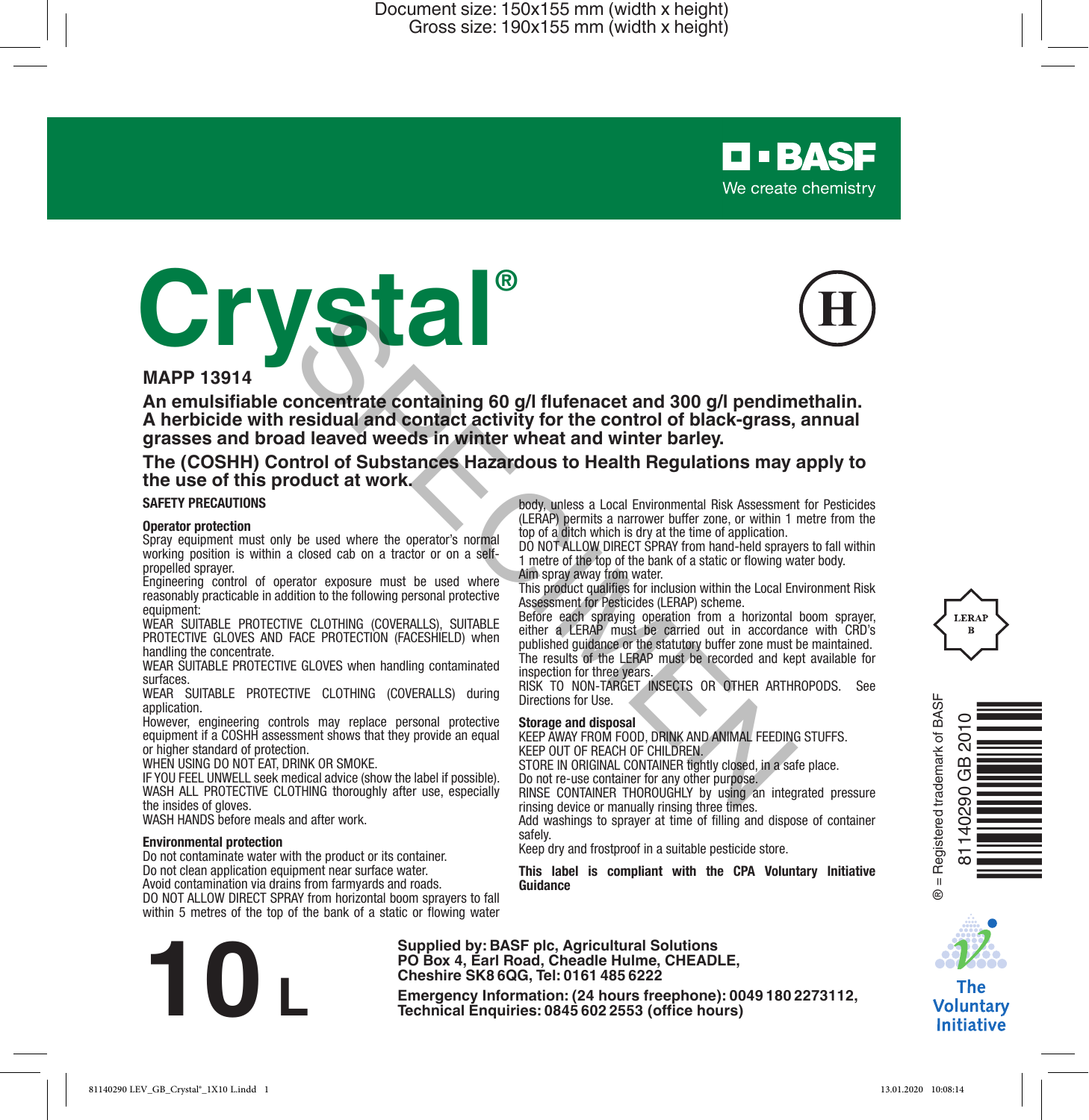Document size: 150x155 mm (width x height)
Gross size: 190x155 mm (width x height)

BASF
We create chemistry

# Crystal®

(H)

**MAPP 13914**

**An emulsifiable concentrate containing 60 g/l flufenacet and 300 g/l pendimethalin. A herbicide with residual and contact activity for the control of black-grass, annual grasses and broad leaved weeds in winter wheat and winter barley.**

**The (COSHH) Control of Substances Hazardous to Health Regulations may apply to the use of this product at work.**

## SAFETY PRECAUTIONS

### Operator protection

Spray equipment must only be used where the operator's normal working position is within a closed cab on a tractor or on a self-propelled sprayer.

Engineering control of operator exposure must be used where reasonably practicable in addition to the following personal protective equipment:

WEAR SUITABLE PROTECTIVE CLOTHING (COVERALLS), SUITABLE PROTECTIVE GLOVES AND FACE PROTECTION (FACESHIELD) when handling the concentrate.

WEAR SUITABLE PROTECTIVE GLOVES when handling contaminated surfaces.

WEAR SUITABLE PROTECTIVE CLOTHING (COVERALLS) during application.

However, engineering controls may replace personal protective equipment if a COSHH assessment shows that they provide an equal or higher standard of protection.

WHEN USING DO NOT EAT, DRINK OR SMOKE.

IF YOU FEEL UNWELL seek medical advice (show the label if possible).

WASH ALL PROTECTIVE CLOTHING thoroughly after use, especially the insides of gloves.

WASH HANDS before meals and after work.

### Environmental protection

Do not contaminate water with the product or its container.

Do not clean application equipment near surface water.

Avoid contamination via drains from farmyards and roads.

DO NOT ALLOW DIRECT SPRAY from horizontal boom sprayers to fall within 5 metres of the top of the bank of a static or flowing water body, unless a Local Environmental Risk Assessment for Pesticides (LERAP) permits a narrower buffer zone, or within 1 metre from the top of a ditch which is dry at the time of application.

DO NOT ALLOW DIRECT SPRAY from hand-held sprayers to fall within 1 metre of the top of the bank of a static or flowing water body.

Aim spray away from water.

This product qualifies for inclusion within the Local Environment Risk Assessment for Pesticides (LERAP) scheme.

Before each spraying operation from a horizontal boom sprayer, either a LERAP must be carried out in accordance with CRD's published guidance or the statutory buffer zone must be maintained.

The results of the LERAP must be recorded and kept available for inspection for three years.

RISK TO NON-TARGET INSECTS OR OTHER ARTHROPODS. See Directions for Use.

### Storage and disposal

KEEP AWAY FROM FOOD, DRINK AND ANIMAL FEEDING STUFFS.

KEEP OUT OF REACH OF CHILDREN.

STORE IN ORIGINAL CONTAINER tightly closed, in a safe place.

Do not re-use container for any other purpose.

RINSE CONTAINER THOROUGHLY by using an integrated pressure rinsing device or manually rinsing three times.

Add washings to sprayer at time of filling and dispose of container safely.

Keep dry and frostproof in a suitable pesticide store.

**This label is compliant with the CPA Voluntary Initiative Guidance**

LERAP B

® = Registered trademark of BASF

81140290 GB 2010

The Voluntary Initiative

# 10 L

**Supplied by: BASF plc, Agricultural Solutions**
**PO Box 4, Earl Road, Cheadle Hulme, CHEADLE, Cheshire SK8 6QG, Tel: 0161 485 6222**

**Emergency Information: (24 hours freephone): 0049 180 2273112,**
**Technical Enquiries: 0845 602 2553 (office hours)**

81140290 LEV_GB_Crystal®_1X10 L.indd 1 13.01.2020 10:08:14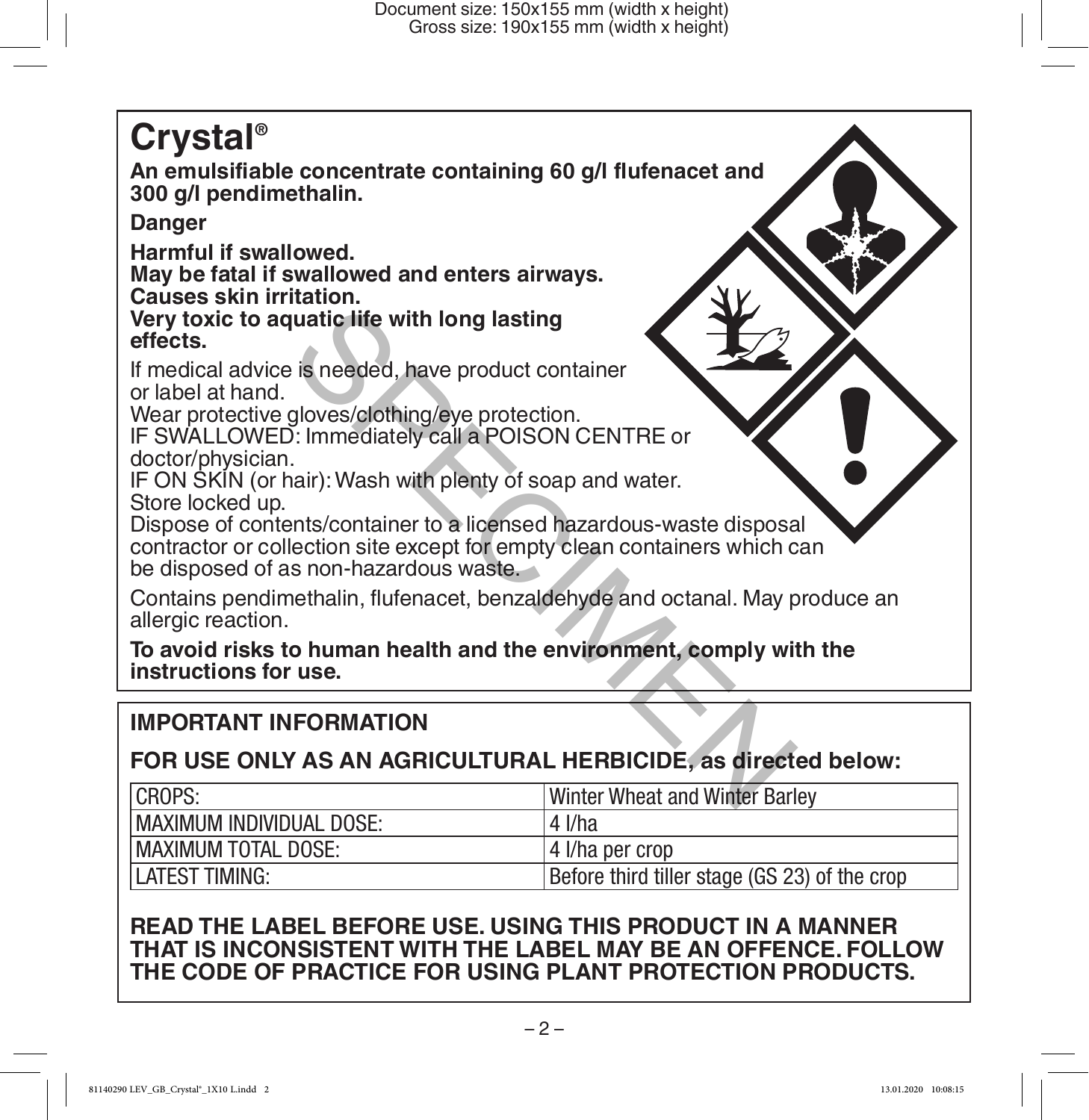# Crystal®

**An emulsifiable concentrate containing 60 g/l flufenacet and 300 g/l pendimethalin.**

**Danger**

**Harmful if swallowed.**
**May be fatal if swallowed and enters airways.**
**Causes skin irritation.**
**Very toxic to aquatic life with long lasting effects.**

If medical advice is needed, have product container or label at hand.
Wear protective gloves/clothing/eye protection.
IF SWALLOWED: Immediately call a POISON CENTRE or doctor/physician.
IF ON SKIN (or hair): Wash with plenty of soap and water.
Store locked up.
Dispose of contents/container to a licensed hazardous-waste disposal contractor or collection site except for empty clean containers which can be disposed of as non-hazardous waste.

Contains pendimethalin, flufenacet, benzaldehyde and octanal. May produce an allergic reaction.

**To avoid risks to human health and the environment, comply with the instructions for use.**

## IMPORTANT INFORMATION

**FOR USE ONLY AS AN AGRICULTURAL HERBICIDE, as directed below:**

| CROPS: | Winter Wheat and Winter Barley |
|---|---|
| MAXIMUM INDIVIDUAL DOSE: | 4 l/ha |
| MAXIMUM TOTAL DOSE: | 4 l/ha per crop |
| LATEST TIMING: | Before third tiller stage (GS 23) of the crop |

**READ THE LABEL BEFORE USE. USING THIS PRODUCT IN A MANNER THAT IS INCONSISTENT WITH THE LABEL MAY BE AN OFFENCE. FOLLOW THE CODE OF PRACTICE FOR USING PLANT PROTECTION PRODUCTS.**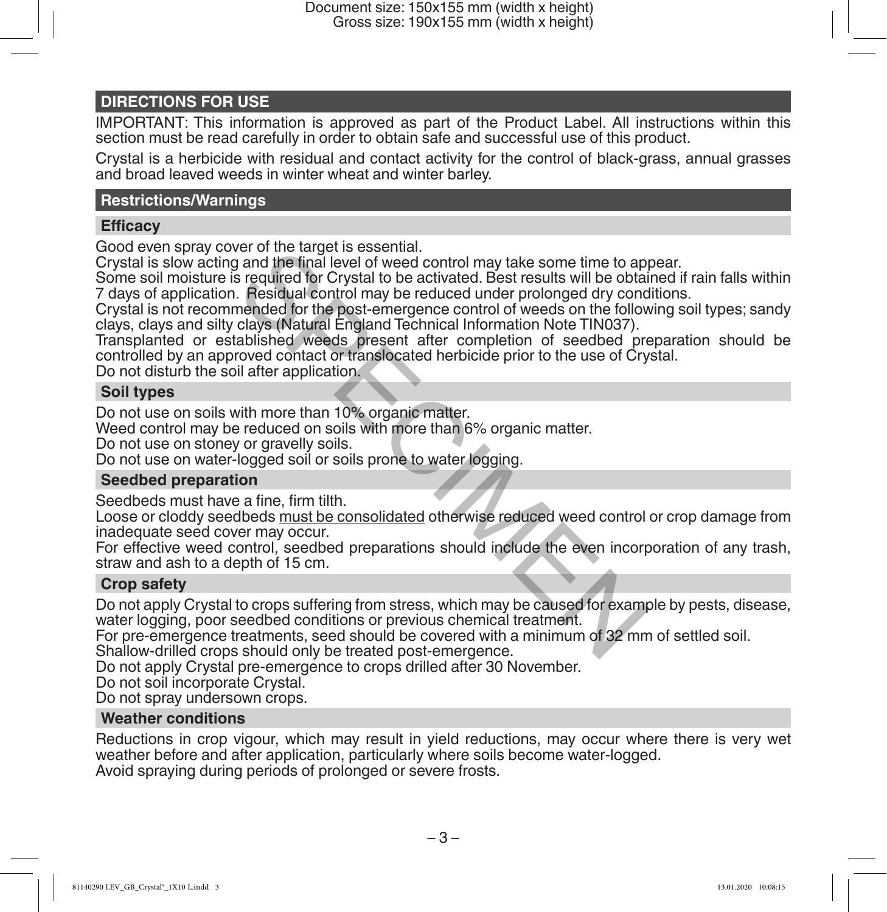## DIRECTIONS FOR USE

IMPORTANT: This information is approved as part of the Product Label. All instructions within this section must be read carefully in order to obtain safe and successful use of this product.

Crystal is a herbicide with residual and contact activity for the control of black-grass, annual grasses and broad leaved weeds in winter wheat and winter barley.

### Restrictions/Warnings

#### Efficacy

Good even spray cover of the target is essential.
Crystal is slow acting and the final level of weed control may take some time to appear.
Some soil moisture is required for Crystal to be activated. Best results will be obtained if rain falls within 7 days of application. Residual control may be reduced under prolonged dry conditions.
Crystal is not recommended for the post-emergence control of weeds on the following soil types; sandy clays, clays and silty clays (Natural England Technical Information Note TIN037).
Transplanted or established weeds present after completion of seedbed preparation should be controlled by an approved contact or translocated herbicide prior to the use of Crystal.
Do not disturb the soil after application.

#### Soil types

Do not use on soils with more than 10% organic matter.
Weed control may be reduced on soils with more than 6% organic matter.
Do not use on stoney or gravelly soils.
Do not use on water-logged soil or soils prone to water logging.

#### Seedbed preparation

Seedbeds must have a fine, firm tilth.
Loose or cloddy seedbeds <u>must be consolidated</u> otherwise reduced weed control or crop damage from inadequate seed cover may occur.
For effective weed control, seedbed preparations should include the even incorporation of any trash, straw and ash to a depth of 15 cm.

#### Crop safety

Do not apply Crystal to crops suffering from stress, which may be caused for example by pests, disease, water logging, poor seedbed conditions or previous chemical treatment.
For pre-emergence treatments, seed should be covered with a minimum of 32 mm of settled soil.
Shallow-drilled crops should only be treated post-emergence.
Do not apply Crystal pre-emergence to crops drilled after 30 November.
Do not soil incorporate Crystal.
Do not spray undersown crops.

#### Weather conditions

Reductions in crop vigour, which may result in yield reductions, may occur where there is very wet weather before and after application, particularly where soils become water-logged.
Avoid spraying during periods of prolonged or severe frosts.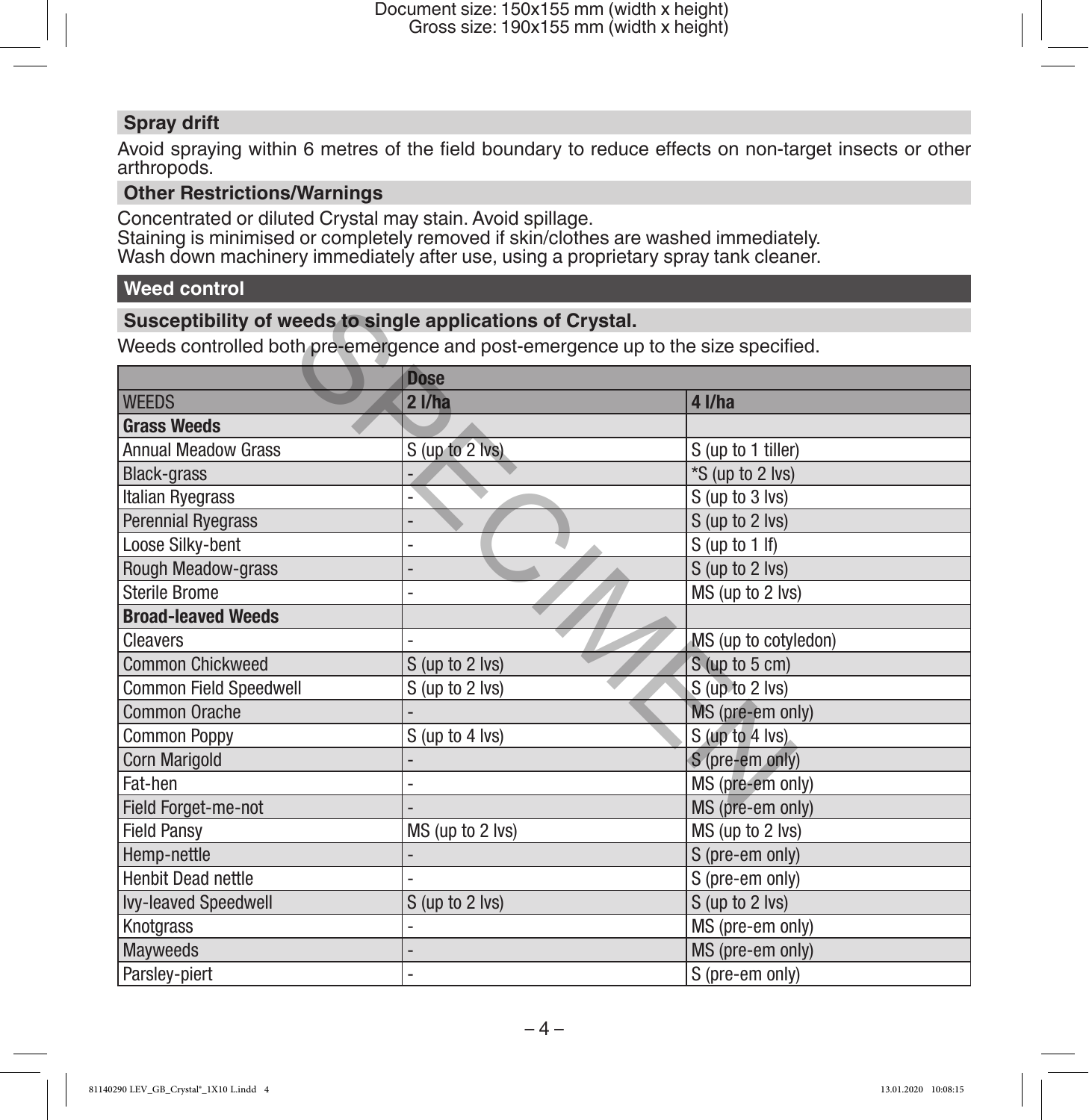## Spray drift

Avoid spraying within 6 metres of the field boundary to reduce effects on non-target insects or other arthropods.

## Other Restrictions/Warnings

Concentrated or diluted Crystal may stain. Avoid spillage.
Staining is minimised or completely removed if skin/clothes are washed immediately.
Wash down machinery immediately after use, using a proprietary spray tank cleaner.

# Weed control

## Susceptibility of weeds to single applications of Crystal.

Weeds controlled both pre-emergence and post-emergence up to the size specified.

| | **Dose** | |
|---|---|---|
| WEEDS | **2 l/ha** | **4 l/ha** |
| **Grass Weeds** | | |
| Annual Meadow Grass | S (up to 2 lvs) | S (up to 1 tiller) |
| Black-grass | - | *S (up to 2 lvs) |
| Italian Ryegrass | - | S (up to 3 lvs) |
| Perennial Ryegrass | - | S (up to 2 lvs) |
| Loose Silky-bent | - | S (up to 1 lf) |
| Rough Meadow-grass | - | S (up to 2 lvs) |
| Sterile Brome | - | MS (up to 2 lvs) |
| **Broad-leaved Weeds** | | |
| Cleavers | - | MS (up to cotyledon) |
| Common Chickweed | S (up to 2 lvs) | S (up to 5 cm) |
| Common Field Speedwell | S (up to 2 lvs) | S (up to 2 lvs) |
| Common Orache | - | MS (pre-em only) |
| Common Poppy | S (up to 4 lvs) | S (up to 4 lvs) |
| Corn Marigold | - | S (pre-em only) |
| Fat-hen | - | MS (pre-em only) |
| Field Forget-me-not | - | MS (pre-em only) |
| Field Pansy | MS (up to 2 lvs) | MS (up to 2 lvs) |
| Hemp-nettle | - | S (pre-em only) |
| Henbit Dead nettle | - | S (pre-em only) |
| Ivy-leaved Speedwell | S (up to 2 lvs) | S (up to 2 lvs) |
| Knotgrass | - | MS (pre-em only) |
| Mayweeds | - | MS (pre-em only) |
| Parsley-piert | - | S (pre-em only) |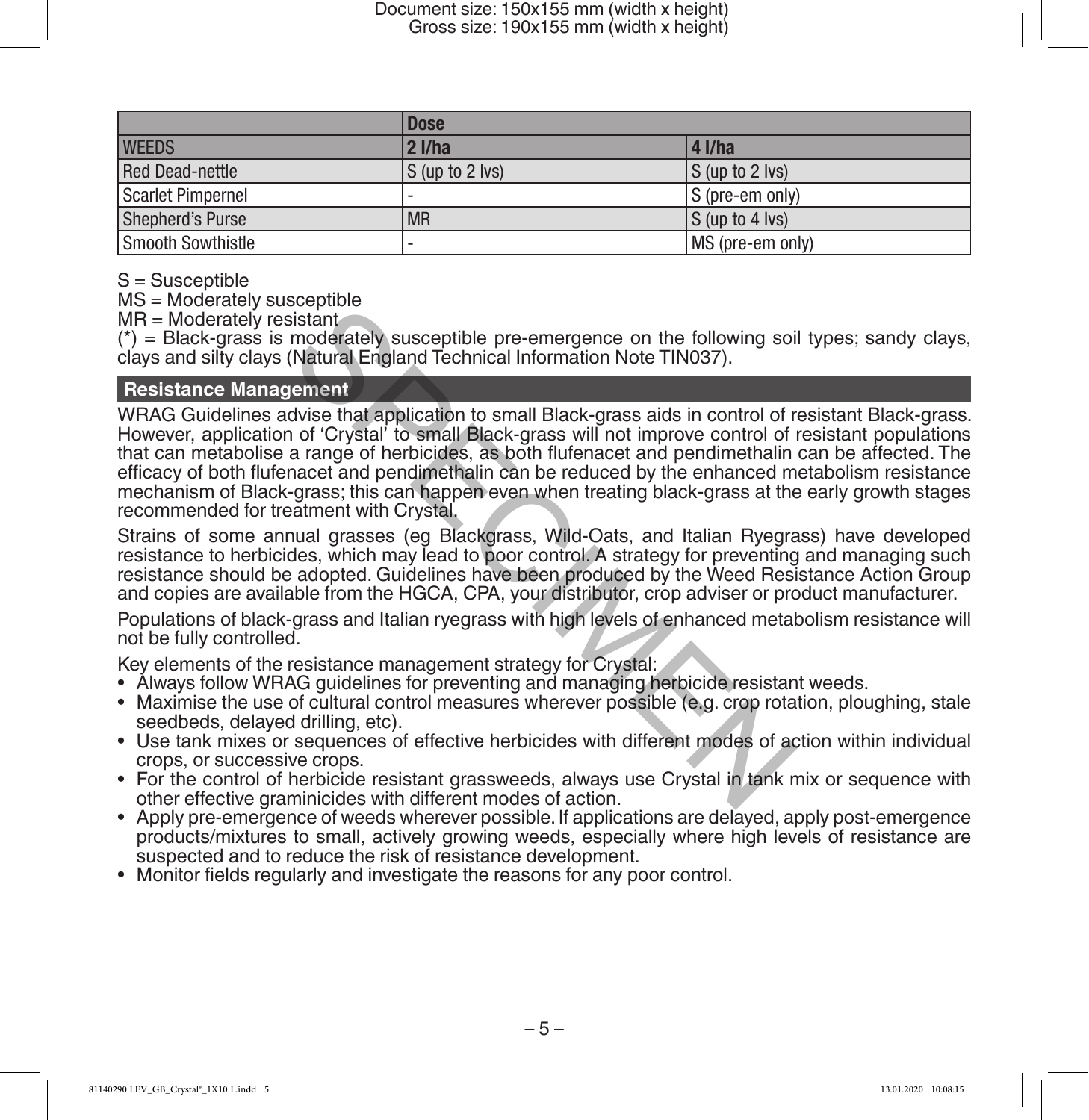| | Dose | |
|---|---|---|
| WEEDS | 2 l/ha | 4 l/ha |
| Red Dead-nettle | S (up to 2 lvs) | S (up to 2 lvs) |
| Scarlet Pimpernel | - | S (pre-em only) |
| Shepherd's Purse | MR | S (up to 4 lvs) |
| Smooth Sowthistle | - | MS (pre-em only) |

S = Susceptible
MS = Moderately susceptible
MR = Moderately resistant
(*) = Black-grass is moderately susceptible pre-emergence on the following soil types; sandy clays, clays and silty clays (Natural England Technical Information Note TIN037).

## Resistance Management

WRAG Guidelines advise that application to small Black-grass aids in control of resistant Black-grass. However, application of 'Crystal' to small Black-grass will not improve control of resistant populations that can metabolise a range of herbicides, as both flufenacet and pendimethalin can be affected. The efficacy of both flufenacet and pendimethalin can be reduced by the enhanced metabolism resistance mechanism of Black-grass; this can happen even when treating black-grass at the early growth stages recommended for treatment with Crystal.

Strains of some annual grasses (eg Blackgrass, Wild-Oats, and Italian Ryegrass) have developed resistance to herbicides, which may lead to poor control. A strategy for preventing and managing such resistance should be adopted. Guidelines have been produced by the Weed Resistance Action Group and copies are available from the HGCA, CPA, your distributor, crop adviser or product manufacturer.

Populations of black-grass and Italian ryegrass with high levels of enhanced metabolism resistance will not be fully controlled.

Key elements of the resistance management strategy for Crystal:

- Always follow WRAG guidelines for preventing and managing herbicide resistant weeds.
- Maximise the use of cultural control measures wherever possible (e.g. crop rotation, ploughing, stale seedbeds, delayed drilling, etc).
- Use tank mixes or sequences of effective herbicides with different modes of action within individual crops, or successive crops.
- For the control of herbicide resistant grassweeds, always use Crystal in tank mix or sequence with other effective graminicides with different modes of action.
- Apply pre-emergence of weeds wherever possible. If applications are delayed, apply post-emergence products/mixtures to small, actively growing weeds, especially where high levels of resistance are suspected and to reduce the risk of resistance development.
- Monitor fields regularly and investigate the reasons for any poor control.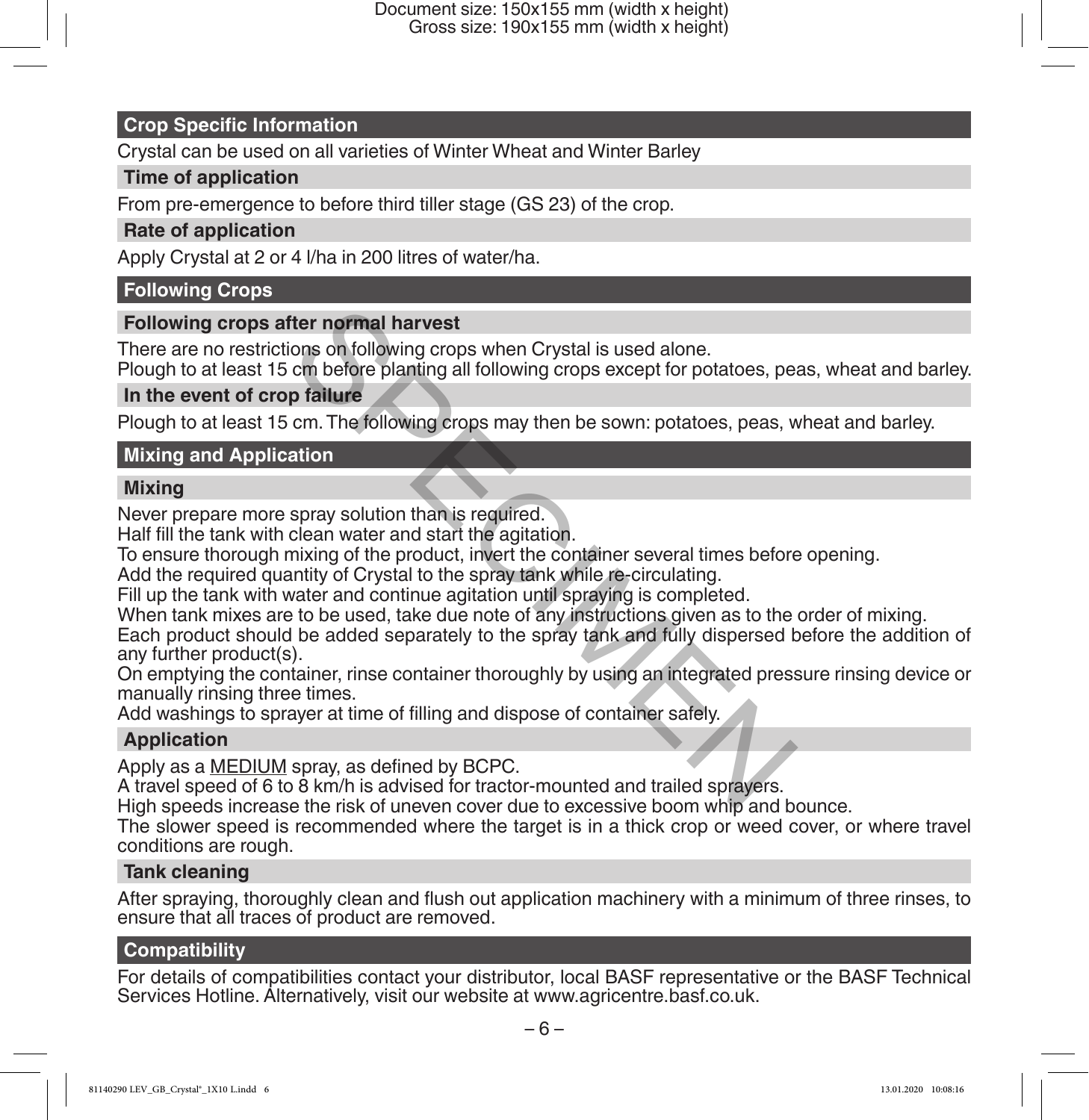## Crop Specific Information

Crystal can be used on all varieties of Winter Wheat and Winter Barley

### Time of application

From pre-emergence to before third tiller stage (GS 23) of the crop.

### Rate of application

Apply Crystal at 2 or 4 l/ha in 200 litres of water/ha.

## Following Crops

### Following crops after normal harvest

There are no restrictions on following crops when Crystal is used alone.
Plough to at least 15 cm before planting all following crops except for potatoes, peas, wheat and barley.

### In the event of crop failure

Plough to at least 15 cm. The following crops may then be sown: potatoes, peas, wheat and barley.

## Mixing and Application

### Mixing

Never prepare more spray solution than is required.
Half fill the tank with clean water and start the agitation.
To ensure thorough mixing of the product, invert the container several times before opening.
Add the required quantity of Crystal to the spray tank while re-circulating.
Fill up the tank with water and continue agitation until spraying is completed.
When tank mixes are to be used, take due note of any instructions given as to the order of mixing.
Each product should be added separately to the spray tank and fully dispersed before the addition of any further product(s).
On emptying the container, rinse container thoroughly by using an integrated pressure rinsing device or manually rinsing three times.
Add washings to sprayer at time of filling and dispose of container safely.

### Application

Apply as a <u>MEDIUM</u> spray, as defined by BCPC.
A travel speed of 6 to 8 km/h is advised for tractor-mounted and trailed sprayers.
High speeds increase the risk of uneven cover due to excessive boom whip and bounce.
The slower speed is recommended where the target is in a thick crop or weed cover, or where travel conditions are rough.

### Tank cleaning

After spraying, thoroughly clean and flush out application machinery with a minimum of three rinses, to ensure that all traces of product are removed.

## Compatibility

For details of compatibilities contact your distributor, local BASF representative or the BASF Technical Services Hotline. Alternatively, visit our website at www.agricentre.basf.co.uk.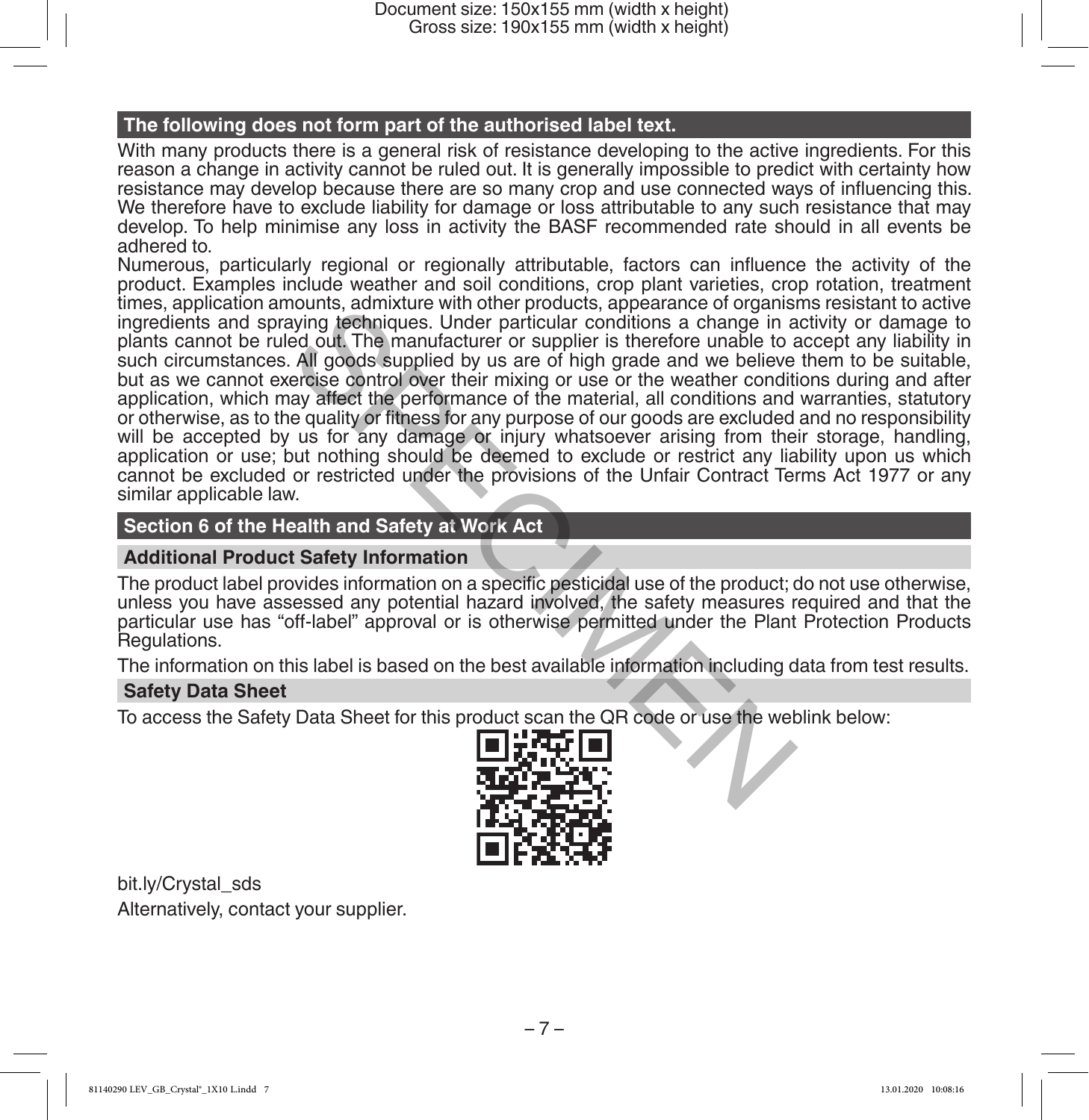## The following does not form part of the authorised label text.

With many products there is a general risk of resistance developing to the active ingredients. For this reason a change in activity cannot be ruled out. It is generally impossible to predict with certainty how resistance may develop because there are so many crop and use connected ways of influencing this. We therefore have to exclude liability for damage or loss attributable to any such resistance that may develop. To help minimise any loss in activity the BASF recommended rate should in all events be adhered to.

Numerous, particularly regional or regionally attributable, factors can influence the activity of the product. Examples include weather and soil conditions, crop plant varieties, crop rotation, treatment times, application amounts, admixture with other products, appearance of organisms resistant to active ingredients and spraying techniques. Under particular conditions a change in activity or damage to plants cannot be ruled out. The manufacturer or supplier is therefore unable to accept any liability in such circumstances. All goods supplied by us are of high grade and we believe them to be suitable, but as we cannot exercise control over their mixing or use or the weather conditions during and after application, which may affect the performance of the material, all conditions and warranties, statutory or otherwise, as to the quality or fitness for any purpose of our goods are excluded and no responsibility will be accepted by us for any damage or injury whatsoever arising from their storage, handling, application or use; but nothing should be deemed to exclude or restrict any liability upon us which cannot be excluded or restricted under the provisions of the Unfair Contract Terms Act 1977 or any similar applicable law.

## Section 6 of the Health and Safety at Work Act

### Additional Product Safety Information

The product label provides information on a specific pesticidal use of the product; do not use otherwise, unless you have assessed any potential hazard involved, the safety measures required and that the particular use has “off-label” approval or is otherwise permitted under the Plant Protection Products Regulations.

The information on this label is based on the best available information including data from test results.

### Safety Data Sheet

To access the Safety Data Sheet for this product scan the QR code or use the weblink below:

bit.ly/Crystal_sds

Alternatively, contact your supplier.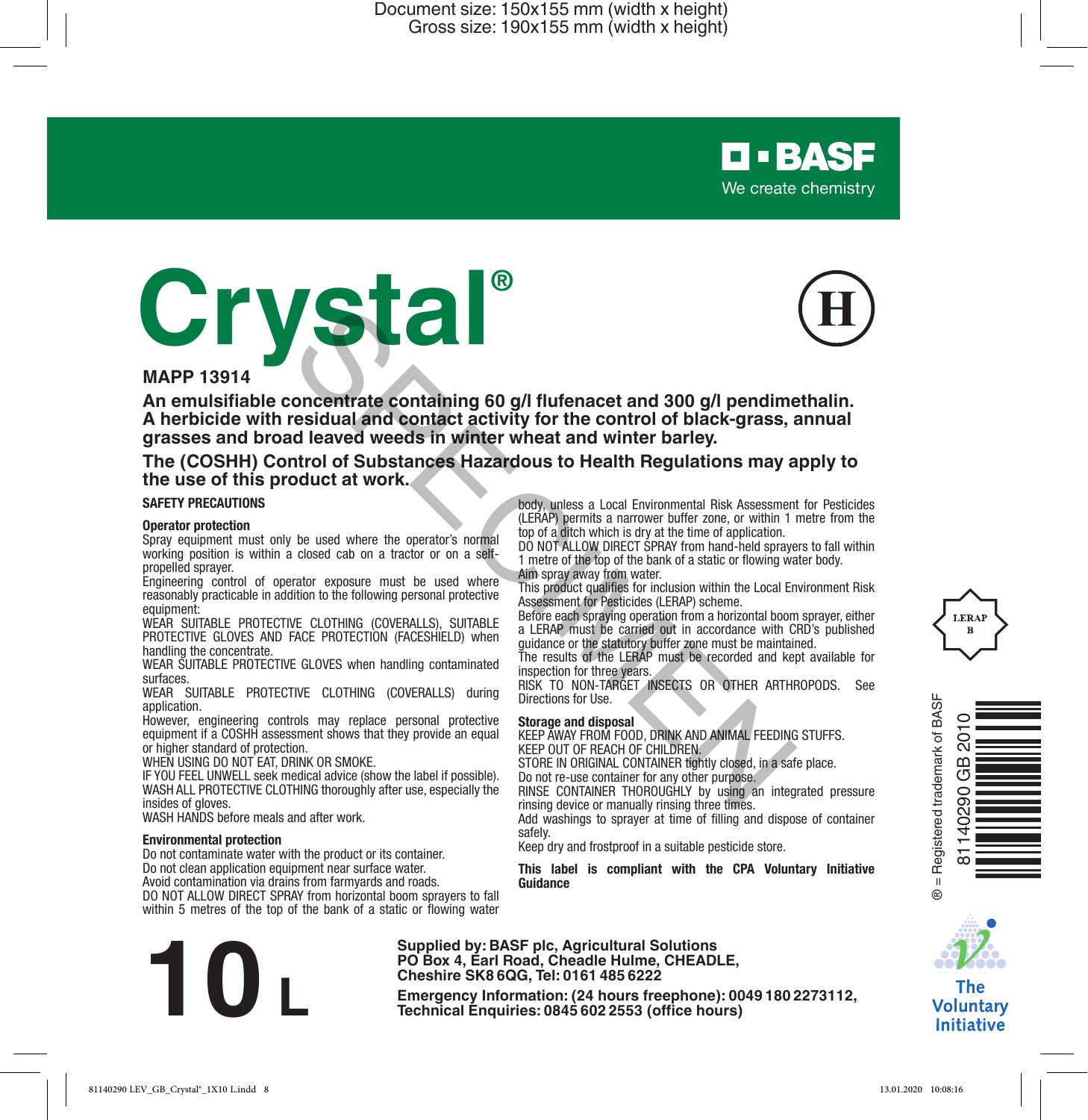Document size: 150x155 mm (width x height)
Gross size: 190x155 mm (width x height)

BASF
We create chemistry

# Crystal®

H

**MAPP 13914**

**An emulsifiable concentrate containing 60 g/l flufenacet and 300 g/l pendimethalin. A herbicide with residual and contact activity for the control of black-grass, annual grasses and broad leaved weeds in winter wheat and winter barley.**

**The (COSHH) Control of Substances Hazardous to Health Regulations may apply to the use of this product at work.**

**SAFETY PRECAUTIONS**

**Operator protection**

Spray equipment must only be used where the operator's normal working position is within a closed cab on a tractor or on a self-propelled sprayer.

Engineering control of operator exposure must be used where reasonably practicable in addition to the following personal protective equipment:

WEAR SUITABLE PROTECTIVE CLOTHING (COVERALLS), SUITABLE PROTECTIVE GLOVES AND FACE PROTECTION (FACESHIELD) when handling the concentrate.

WEAR SUITABLE PROTECTIVE GLOVES when handling contaminated surfaces.

WEAR SUITABLE PROTECTIVE CLOTHING (COVERALLS) during application.

However, engineering controls may replace personal protective equipment if a COSHH assessment shows that they provide an equal or higher standard of protection.

WHEN USING DO NOT EAT, DRINK OR SMOKE.

IF YOU FEEL UNWELL seek medical advice (show the label if possible).

WASH ALL PROTECTIVE CLOTHING thoroughly after use, especially the insides of gloves.

WASH HANDS before meals and after work.

**Environmental protection**

Do not contaminate water with the product or its container.

Do not clean application equipment near surface water.

Avoid contamination via drains from farmyards and roads.

DO NOT ALLOW DIRECT SPRAY from horizontal boom sprayers to fall within 5 metres of the top of the bank of a static or flowing water body, unless a Local Environmental Risk Assessment for Pesticides (LERAP) permits a narrower buffer zone, or within 1 metre from the top of a ditch which is dry at the time of application.

DO NOT ALLOW DIRECT SPRAY from hand-held sprayers to fall within 1 metre of the top of the bank of a static or flowing water body.

Aim spray away from water.

This product qualifies for inclusion within the Local Environment Risk Assessment for Pesticides (LERAP) scheme.

Before each spraying operation from a horizontal boom sprayer, either a LERAP must be carried out in accordance with CRD's published guidance or the statutory buffer zone must be maintained.

The results of the LERAP must be recorded and kept available for inspection for three years.

RISK TO NON-TARGET INSECTS OR OTHER ARTHROPODS. See Directions for Use.

**Storage and disposal**

KEEP AWAY FROM FOOD, DRINK AND ANIMAL FEEDING STUFFS.

KEEP OUT OF REACH OF CHILDREN.

STORE IN ORIGINAL CONTAINER tightly closed, in a safe place.

Do not re-use container for any other purpose.

RINSE CONTAINER THOROUGHLY by using an integrated pressure rinsing device or manually rinsing three times.

Add washings to sprayer at time of filling and dispose of container safely.

Keep dry and frostproof in a suitable pesticide store.

**This label is compliant with the CPA Voluntary Initiative Guidance**

LERAP B

® = Registered trademark of BASF

81140290 GB 2010

The Voluntary Initiative

**10 L**

**Supplied by: BASF plc, Agricultural Solutions**
**PO Box 4, Earl Road, Cheadle Hulme, CHEADLE, Cheshire SK8 6QG, Tel: 0161 485 6222**

**Emergency Information: (24 hours freephone): 0049 180 2273112,**
**Technical Enquiries: 0845 602 2553 (office hours)**

81140290 LEV_GB_Crystal®_1X10 L.indd 8 13.01.2020 10:08:16